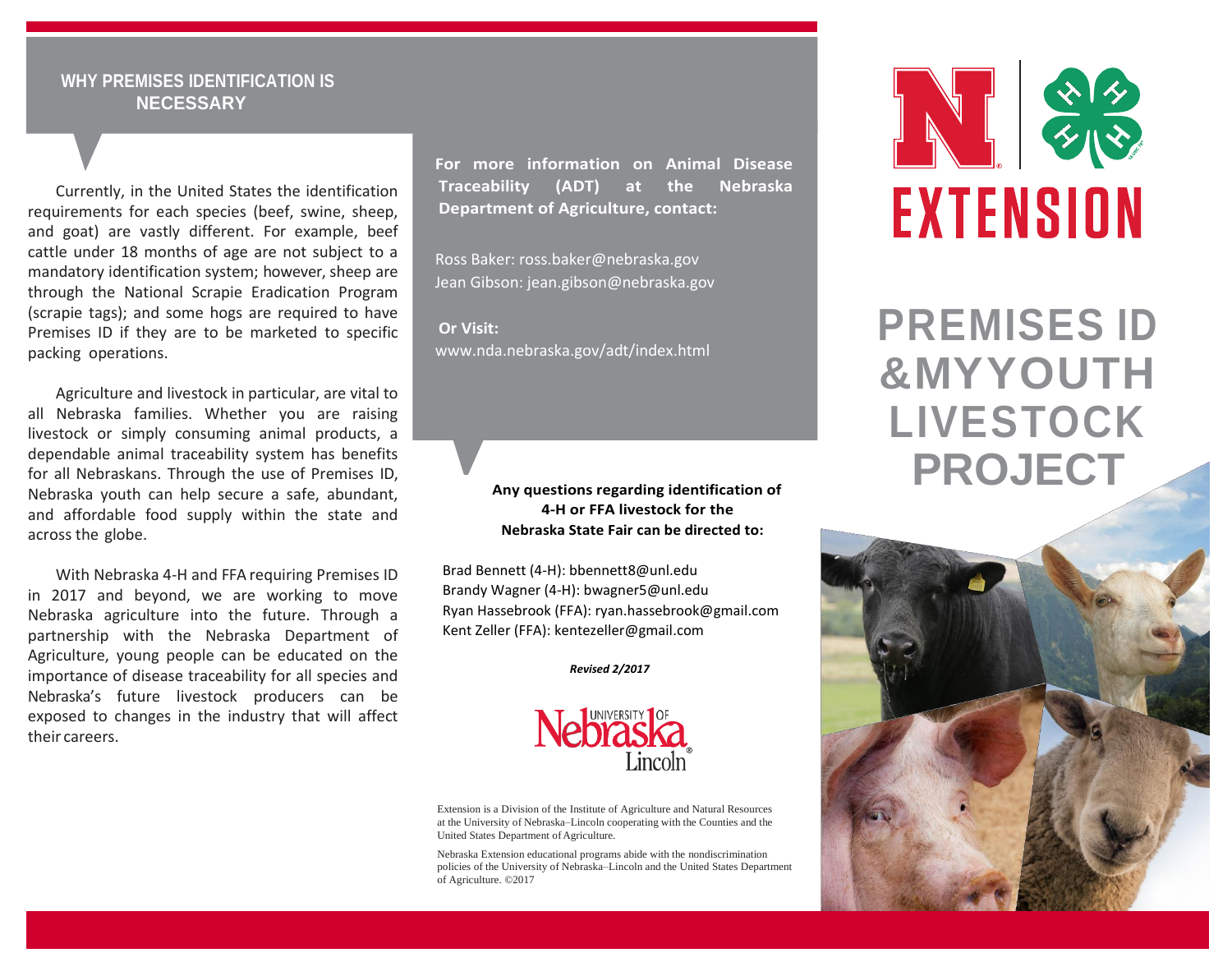## WHY PREMISES IDENTIFICATION IS NECESSARY

Currently, in the United States the identification requirements for each species (beef, swine, sheep, and goat) are vastly different. For example, beef cattle under 18 months of age are not subject to a mandatory identification system; however, sheep are through the National Scrapie Eradication Program (scrapie tags); and some hogs are required to have Premises ID if they are to be marketed to specific packing operations.

Agriculture and livestock in particular, are vital to all Nebraska families. Whether you are raising livestock or simply consuming animal products, a dependable animal traceability system has benefits for all Nebraskans. Through the use of Premises ID, Nebraska youth can help secure a safe, abundant, and affordable food supply within the state and across the globe.

With Nebraska 4-H and FFA requiring Premises ID in 2017 and beyond, we are working to move Nebraska agriculture into the future. Through a partnership with the Nebraska Department of Agriculture, young people can be educated on the importance of disease traceability for all species and Nebraska's future livestock producers can be exposed to changes in the industry that will affect their careers.

**For more information on Animal Disease Traceability (ADT) at the Nebraska Department of Agriculture, contact:**

Ross Baker: ross.baker@nebraska.gov
Jean Gibson: jean.gibson@nebraska.gov

**Or Visit:**
www.nda.nebraska.gov/adt/index.html

**Any questions regarding identification of 4-H or FFA livestock for the Nebraska State Fair can be directed to:**

Brad Bennett (4-H): bbennett8@unl.edu
Brandy Wagner (4-H): bwagner5@unl.edu
Ryan Hassebrook (FFA): ryan.hassebrook@gmail.com
Kent Zeller (FFA): kentezeller@gmail.com

***Revised 2/2017***

University of Nebraska Lincoln

Extension is a Division of the Institute of Agriculture and Natural Resources at the University of Nebraska–Lincoln cooperating with the Counties and the United States Department of Agriculture.

Nebraska Extension educational programs abide with the nondiscrimination policies of the University of Nebraska–Lincoln and the United States Department of Agriculture. ©2017

N | 4-H EXTENSION

# PREMISES ID &MYYOUTH LIVESTOCK PROJECT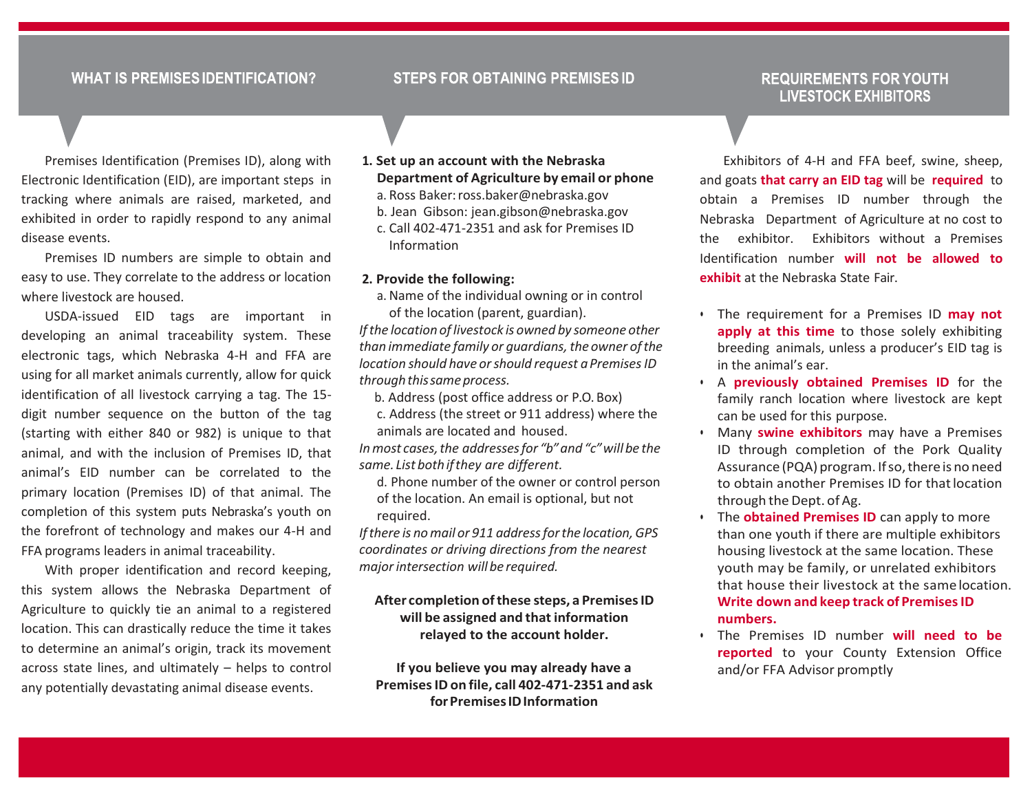## WHAT IS PREMISES IDENTIFICATION?

Premises Identification (Premises ID), along with Electronic Identification (EID), are important steps in tracking where animals are raised, marketed, and exhibited in order to rapidly respond to any animal disease events.

Premises ID numbers are simple to obtain and easy to use. They correlate to the address or location where livestock are housed.

USDA-issued EID tags are important in developing an animal traceability system. These electronic tags, which Nebraska 4-H and FFA are using for all market animals currently, allow for quick identification of all livestock carrying a tag. The 15-digit number sequence on the button of the tag (starting with either 840 or 982) is unique to that animal, and with the inclusion of Premises ID, that animal's EID number can be correlated to the primary location (Premises ID) of that animal. The completion of this system puts Nebraska's youth on the forefront of technology and makes our 4-H and FFA programs leaders in animal traceability.

With proper identification and record keeping, this system allows the Nebraska Department of Agriculture to quickly tie an animal to a registered location. This can drastically reduce the time it takes to determine an animal's origin, track its movement across state lines, and ultimately – helps to control any potentially devastating animal disease events.

## STEPS FOR OBTAINING PREMISES ID

**1. Set up an account with the Nebraska Department of Agriculture by email or phone**

a. Ross Baker: ross.baker@nebraska.gov
b. Jean Gibson: jean.gibson@nebraska.gov
c. Call 402-471-2351 and ask for Premises ID Information

**2. Provide the following:**

a. Name of the individual owning or in control of the location (parent, guardian).

*If the location of livestock is owned by someone other than immediate family or guardians, the owner of the location should have or should request a Premises ID through this same process.*

b. Address (post office address or P.O. Box)
c. Address (the street or 911 address) where the animals are located and housed.

*In most cases, the addresses for "b" and "c" will be the same. List both if they are different.*

d. Phone number of the owner or control person of the location. An email is optional, but not required.

*If there is no mail or 911 address for the location, GPS coordinates or driving directions from the nearest major intersection will be required.*

**After completion of these steps, a Premises ID will be assigned and that information relayed to the account holder.**

**If you believe you may already have a Premises ID on file, call 402-471-2351 and ask for Premises ID Information**

## REQUIREMENTS FOR YOUTH LIVESTOCK EXHIBITORS

Exhibitors of 4-H and FFA beef, swine, sheep, and goats **that carry an EID tag** will be **required** to obtain a Premises ID number through the Nebraska Department of Agriculture at no cost to the exhibitor. Exhibitors without a Premises Identification number **will not be allowed to exhibit** at the Nebraska State Fair.

- The requirement for a Premises ID **may not apply at this time** to those solely exhibiting breeding animals, unless a producer's EID tag is in the animal's ear.
- A **previously obtained Premises ID** for the family ranch location where livestock are kept can be used for this purpose.
- Many **swine exhibitors** may have a Premises ID through completion of the Pork Quality Assurance (PQA) program. If so, there is no need to obtain another Premises ID for that location through the Dept. of Ag.
- The **obtained Premises ID** can apply to more than one youth if there are multiple exhibitors housing livestock at the same location. These youth may be family, or unrelated exhibitors that house their livestock at the same location. **Write down and keep track of Premises ID numbers.**
- The Premises ID number **will need to be reported** to your County Extension Office and/or FFA Advisor promptly